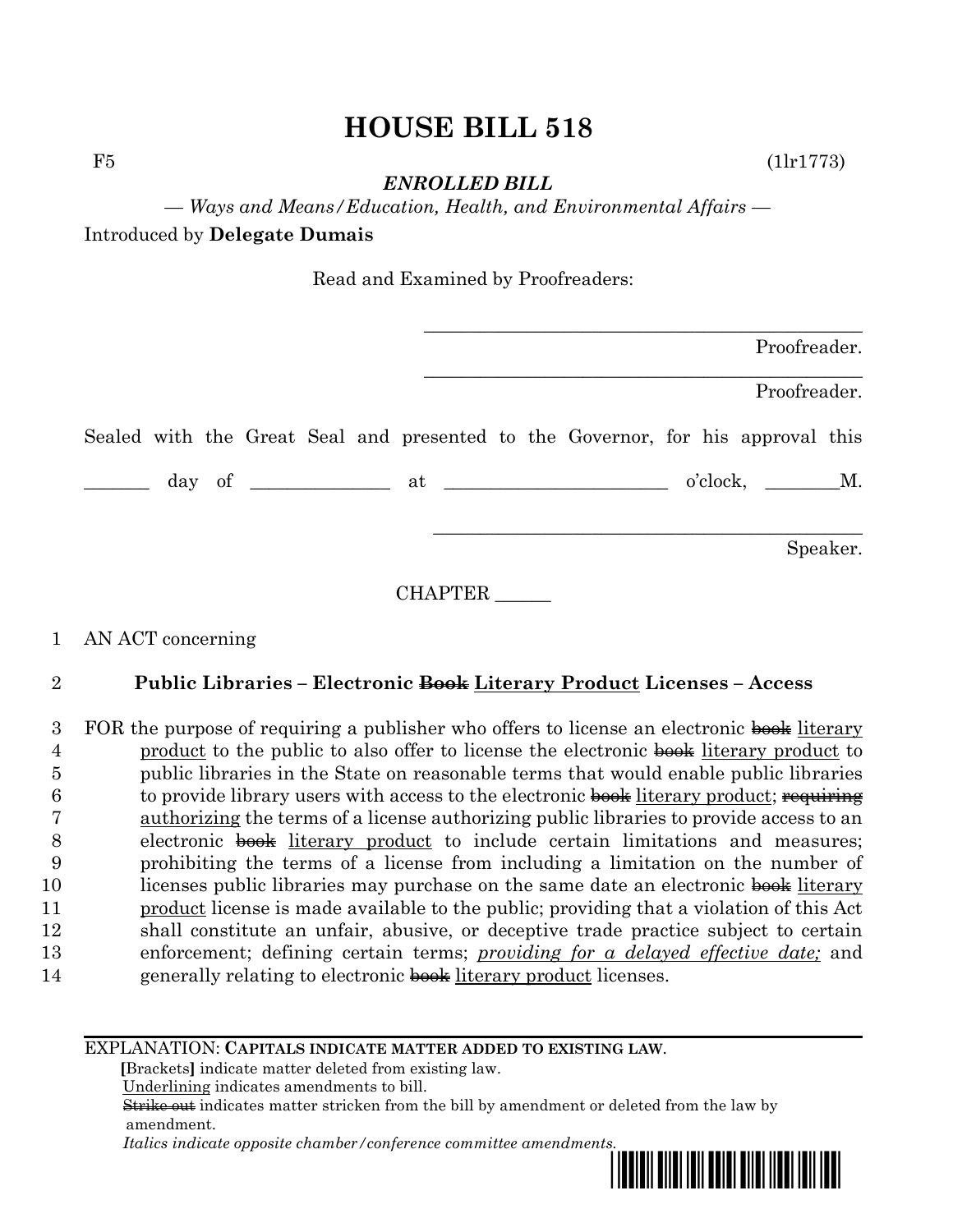# HOUSE BILL 518

F5 (1lr1773)

***ENROLLED BILL***

*— Ways and Means/Education, Health, and Environmental Affairs —*

Introduced by **Delegate Dumais**

Read and Examined by Proofreaders:

\_\_\_\_\_\_\_\_\_\_\_\_\_\_\_\_\_\_\_\_\_\_\_\_\_\_\_\_\_\_\_\_\_\_\_\_\_\_\_\_\_\_\_\_\_
Proofreader.

\_\_\_\_\_\_\_\_\_\_\_\_\_\_\_\_\_\_\_\_\_\_\_\_\_\_\_\_\_\_\_\_\_\_\_\_\_\_\_\_\_\_\_\_\_
Proofreader.

Sealed with the Great Seal and presented to the Governor, for his approval this

\_\_\_\_\_\_\_ day of \_\_\_\_\_\_\_\_\_\_\_\_\_\_ at \_\_\_\_\_\_\_\_\_\_\_\_\_\_\_\_\_\_\_\_\_\_\_ o'clock, \_\_\_\_\_\_\_\_M.

\_\_\_\_\_\_\_\_\_\_\_\_\_\_\_\_\_\_\_\_\_\_\_\_\_\_\_\_\_\_\_\_\_\_\_\_\_\_\_\_\_\_\_\_\_
Speaker.

CHAPTER \_\_\_\_\_\_

1 AN ACT concerning

2 **Public Libraries – Electronic ~~Book~~ <u>Literary Product</u> Licenses – Access**

3 FOR the purpose of requiring a publisher who offers to license an electronic ~~book~~ <u>literary</u>
4 <u>product</u> to the public to also offer to license the electronic ~~book~~ <u>literary product</u> to
5 public libraries in the State on reasonable terms that would enable public libraries
6 to provide library users with access to the electronic ~~book~~ <u>literary product</u>; ~~requiring~~
7 <u>authorizing</u> the terms of a license authorizing public libraries to provide access to an
8 electronic ~~book~~ <u>literary product</u> to include certain limitations and measures;
9 prohibiting the terms of a license from including a limitation on the number of
10 licenses public libraries may purchase on the same date an electronic ~~book~~ <u>literary</u>
11 <u>product</u> license is made available to the public; providing that a violation of this Act
12 shall constitute an unfair, abusive, or deceptive trade practice subject to certain
13 enforcement; defining certain terms; <u>*providing for a delayed effective date;*</u> and
14 generally relating to electronic ~~book~~ <u>literary product</u> licenses.

---

EXPLANATION: **CAPITALS INDICATE MATTER ADDED TO EXISTING LAW.**
**[**Brackets**]** indicate matter deleted from existing law.
<u>Underlining</u> indicates amendments to bill.
~~Strike out~~ indicates matter stricken from the bill by amendment or deleted from the law by amendment.
*Italics indicate opposite chamber/conference committee amendments.*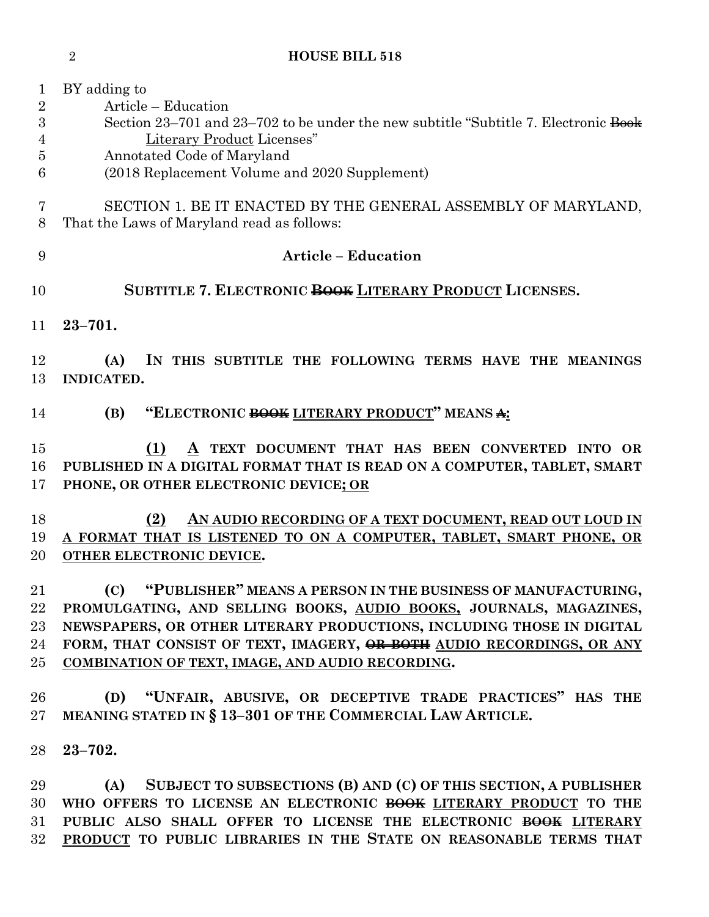BY adding to

Article – Education

Section 23–701 and 23–702 to be under the new subtitle "Subtitle 7. Electronic ~~Book~~ Literary Product Licenses"

Annotated Code of Maryland

(2018 Replacement Volume and 2020 Supplement)

SECTION 1. BE IT ENACTED BY THE GENERAL ASSEMBLY OF MARYLAND, That the Laws of Maryland read as follows:

**Article – Education**

**SUBTITLE 7. ELECTRONIC ~~BOOK~~ LITERARY PRODUCT LICENSES.**

**23–701.**

**(A) IN THIS SUBTITLE THE FOLLOWING TERMS HAVE THE MEANINGS INDICATED.**

**(B) "ELECTRONIC ~~BOOK~~ LITERARY PRODUCT" MEANS ~~A~~:**

**(1) A TEXT DOCUMENT THAT HAS BEEN CONVERTED INTO OR PUBLISHED IN A DIGITAL FORMAT THAT IS READ ON A COMPUTER, TABLET, SMART PHONE, OR OTHER ELECTRONIC DEVICE; OR**

**(2) AN AUDIO RECORDING OF A TEXT DOCUMENT, READ OUT LOUD IN A FORMAT THAT IS LISTENED TO ON A COMPUTER, TABLET, SMART PHONE, OR OTHER ELECTRONIC DEVICE.**

**(C) "PUBLISHER" MEANS A PERSON IN THE BUSINESS OF MANUFACTURING, PROMULGATING, AND SELLING BOOKS, AUDIO BOOKS, JOURNALS, MAGAZINES, NEWSPAPERS, OR OTHER LITERARY PRODUCTIONS, INCLUDING THOSE IN DIGITAL FORM, THAT CONSIST OF TEXT, IMAGERY, ~~OR BOTH~~ AUDIO RECORDINGS, OR ANY COMBINATION OF TEXT, IMAGE, AND AUDIO RECORDING.**

**(D) "UNFAIR, ABUSIVE, OR DECEPTIVE TRADE PRACTICES" HAS THE MEANING STATED IN § 13–301 OF THE COMMERCIAL LAW ARTICLE.**

**23–702.**

**(A) SUBJECT TO SUBSECTIONS (B) AND (C) OF THIS SECTION, A PUBLISHER WHO OFFERS TO LICENSE AN ELECTRONIC ~~BOOK~~ LITERARY PRODUCT TO THE PUBLIC ALSO SHALL OFFER TO LICENSE THE ELECTRONIC ~~BOOK~~ LITERARY PRODUCT TO PUBLIC LIBRARIES IN THE STATE ON REASONABLE TERMS THAT**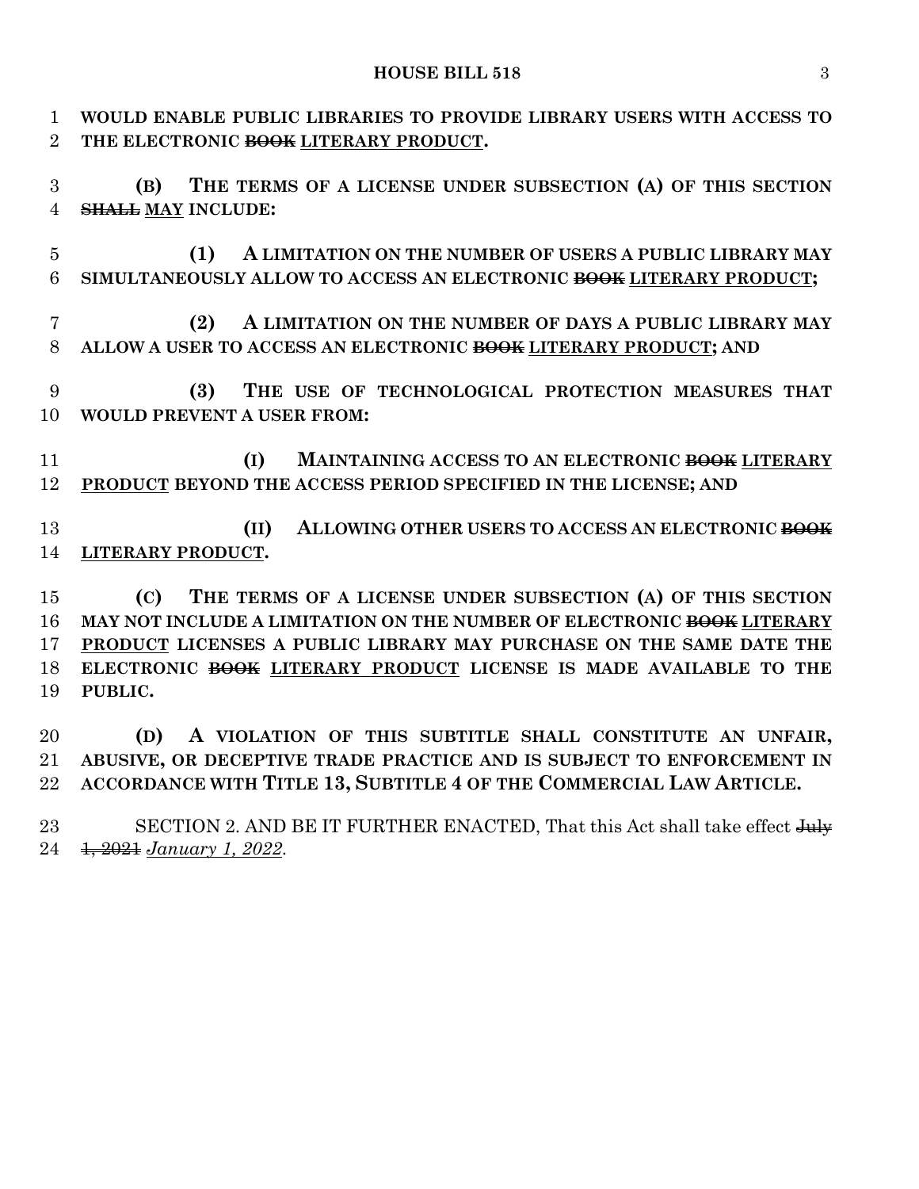WOULD ENABLE PUBLIC LIBRARIES TO PROVIDE LIBRARY USERS WITH ACCESS TO THE ELECTRONIC ~~BOOK~~ LITERARY PRODUCT.

(B) THE TERMS OF A LICENSE UNDER SUBSECTION (A) OF THIS SECTION ~~SHALL~~ MAY INCLUDE:

(1) A LIMITATION ON THE NUMBER OF USERS A PUBLIC LIBRARY MAY SIMULTANEOUSLY ALLOW TO ACCESS AN ELECTRONIC ~~BOOK~~ LITERARY PRODUCT;

(2) A LIMITATION ON THE NUMBER OF DAYS A PUBLIC LIBRARY MAY ALLOW A USER TO ACCESS AN ELECTRONIC ~~BOOK~~ LITERARY PRODUCT; AND

(3) THE USE OF TECHNOLOGICAL PROTECTION MEASURES THAT WOULD PREVENT A USER FROM:

(I) MAINTAINING ACCESS TO AN ELECTRONIC ~~BOOK~~ LITERARY PRODUCT BEYOND THE ACCESS PERIOD SPECIFIED IN THE LICENSE; AND

(II) ALLOWING OTHER USERS TO ACCESS AN ELECTRONIC ~~BOOK~~ LITERARY PRODUCT.

(C) THE TERMS OF A LICENSE UNDER SUBSECTION (A) OF THIS SECTION MAY NOT INCLUDE A LIMITATION ON THE NUMBER OF ELECTRONIC ~~BOOK~~ LITERARY PRODUCT LICENSES A PUBLIC LIBRARY MAY PURCHASE ON THE SAME DATE THE ELECTRONIC ~~BOOK~~ LITERARY PRODUCT LICENSE IS MADE AVAILABLE TO THE PUBLIC.

(D) A VIOLATION OF THIS SUBTITLE SHALL CONSTITUTE AN UNFAIR, ABUSIVE, OR DECEPTIVE TRADE PRACTICE AND IS SUBJECT TO ENFORCEMENT IN ACCORDANCE WITH TITLE 13, SUBTITLE 4 OF THE COMMERCIAL LAW ARTICLE.

SECTION 2. AND BE IT FURTHER ENACTED, That this Act shall take effect ~~July 1, 2021~~ *January 1, 2022*.